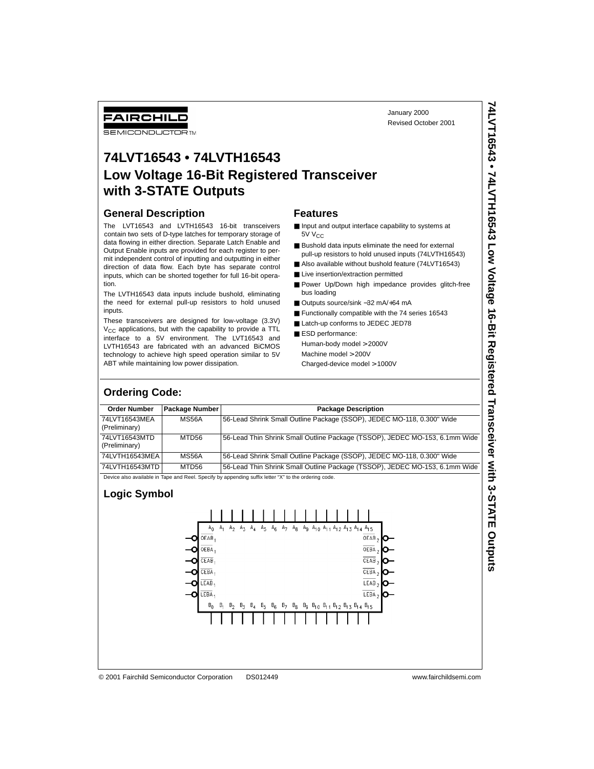FAIRCHILD SEMICONDUCTOR™

January 2000
Revised October 2001

# 74LVT16543 • 74LVTH16543 Low Voltage 16-Bit Registered Transceiver with 3-STATE Outputs

## General Description

The LVT16543 and LVTH16543 16-bit transceivers contain two sets of D-type latches for temporary storage of data flowing in either direction. Separate Latch Enable and Output Enable inputs are provided for each register to permit independent control of inputting and outputting in either direction of data flow. Each byte has separate control inputs, which can be shorted together for full 16-bit operation.

The LVTH16543 data inputs include bushold, eliminating the need for external pull-up resistors to hold unused inputs.

These transceivers are designed for low-voltage (3.3V) $V_{CC}$ applications, but with the capability to provide a TTL interface to a 5V environment. The LVT16543 and LVTH16543 are fabricated with an advanced BiCMOS technology to achieve high speed operation similar to 5V ABT while maintaining low power dissipation.

## Features

- Input and output interface capability to systems at 5V $V_{CC}$
- Bushold data inputs eliminate the need for external pull-up resistors to hold unused inputs (74LVTH16543)
- Also available without bushold feature (74LVT16543)
- Live insertion/extraction permitted
- Power Up/Down high impedance provides glitch-free bus loading
- Outputs source/sink −32 mA/+64 mA
- Functionally compatible with the 74 series 16543
- Latch-up conforms to JEDEC JED78
- ESD performance:
  - Human-body model > 2000V
  - Machine model > 200V
  - Charged-device model > 1000V

## Ordering Code:

| Order Number | Package Number | Package Description |
|---|---|---|
| 74LVT16543MEA (Preliminary) | MS56A | 56-Lead Shrink Small Outline Package (SSOP), JEDEC MO-118, 0.300" Wide |
| 74LVT16543MTD (Preliminary) | MTD56 | 56-Lead Thin Shrink Small Outline Package (TSSOP), JEDEC MO-153, 6.1mm Wide |
| 74LVTH16543MEA | MS56A | 56-Lead Shrink Small Outline Package (SSOP), JEDEC MO-118, 0.300" Wide |
| 74LVTH16543MTD | MTD56 | 56-Lead Thin Shrink Small Outline Package (TSSOP), JEDEC MO-153, 6.1mm Wide |

Device also available in Tape and Reel. Specify by appending suffix letter "X" to the ordering code.

## Logic Symbol

$A_0$ $A_1$ $A_2$ $A_3$ $A_4$ $A_5$ $A_6$ $A_7$ $A_8$ $A_9$ $A_{10}$ $A_{11}$ $A_{12}$ $A_{13}$ $A_{14}$ $A_{15}$

$\overline{OEAB}_1$, $\overline{OEBA}_1$, $\overline{CEAB}_1$, $\overline{CEBA}_1$, $\overline{LEAB}_1$, $\overline{LEBA}_1$

$\overline{OEAB}_2$, $\overline{OEBA}_2$, $\overline{CEAB}_2$, $\overline{CEBA}_2$, $\overline{LEAB}_2$, $\overline{LEBA}_2$

$B_0$ $B_1$ $B_2$ $B_3$ $B_4$ $B_5$ $B_6$ $B_7$ $B_8$ $B_9$ $B_{10}$ $B_{11}$ $B_{12}$ $B_{13}$ $B_{14}$ $B_{15}$

© 2001 Fairchild Semiconductor Corporation DS012449 www.fairchildsemi.com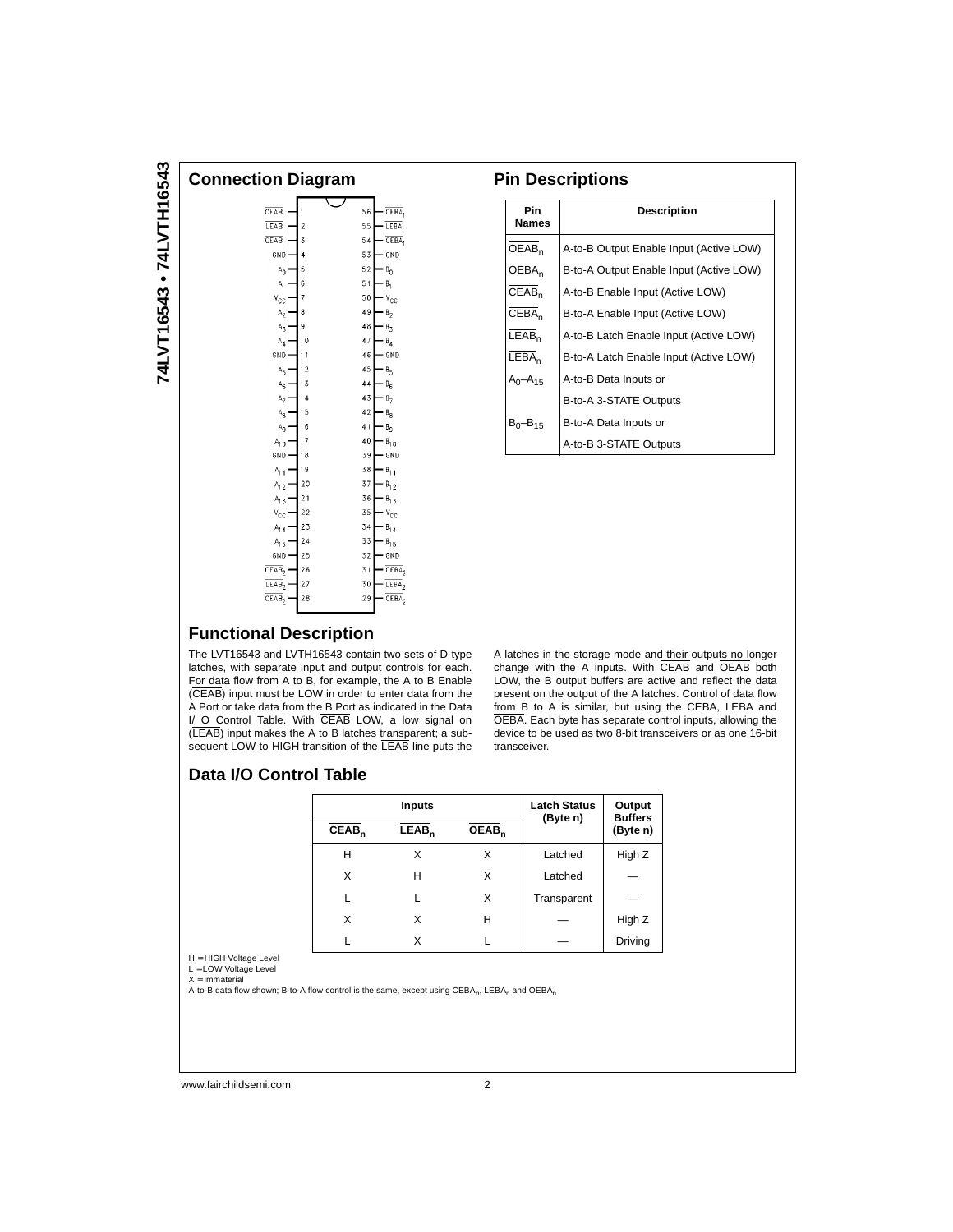## Connection Diagram

| Pin Name | Pin | Pin | Pin Name |
|---|---|---|---|
| $\overline{OEAB}_1$ | 1 | 56 | $\overline{OEBA}_1$ |
| $\overline{LEAB}_1$ | 2 | 55 | $\overline{LEBA}_1$ |
| $\overline{CEAB}_1$ | 3 | 54 | $\overline{CEBA}_1$ |
| GND | 4 | 53 | GND |
| $A_0$ | 5 | 52 | $B_0$ |
| $A_1$ | 6 | 51 | $B_1$ |
| $V_{CC}$ | 7 | 50 | $V_{CC}$ |
| $A_2$ | 8 | 49 | $B_2$ |
| $A_3$ | 9 | 48 | $B_3$ |
| $A_4$ | 10 | 47 | $B_4$ |
| GND | 11 | 46 | GND |
| $A_5$ | 12 | 45 | $B_5$ |
| $A_6$ | 13 | 44 | $B_6$ |
| $A_7$ | 14 | 43 | $B_7$ |
| $A_8$ | 15 | 42 | $B_8$ |
| $A_9$ | 16 | 41 | $B_9$ |
| $A_{10}$ | 17 | 40 | $B_{10}$ |
| GND | 18 | 39 | GND |
| $A_{11}$ | 19 | 38 | $B_{11}$ |
| $A_{12}$ | 20 | 37 | $B_{12}$ |
| $A_{13}$ | 21 | 36 | $B_{13}$ |
| $V_{CC}$ | 22 | 35 | $V_{CC}$ |
| $A_{14}$ | 23 | 34 | $B_{14}$ |
| $A_{15}$ | 24 | 33 | $B_{15}$ |
| GND | 25 | 32 | GND |
| $\overline{CEAB}_2$ | 26 | 31 | $\overline{CEBA}_2$ |
| $\overline{LEAB}_2$ | 27 | 30 | $\overline{LEBA}_2$ |
| $\overline{OEAB}_2$ | 28 | 29 | $\overline{OEBA}_2$ |

## Pin Descriptions

| Pin Names | Description |
|---|---|
| $\overline{OEAB}_n$ | A-to-B Output Enable Input (Active LOW) |
| $\overline{OEBA}_n$ | B-to-A Output Enable Input (Active LOW) |
| $\overline{CEAB}_n$ | A-to-B Enable Input (Active LOW) |
| $\overline{CEBA}_n$ | B-to-A Enable Input (Active LOW) |
| $\overline{LEAB}_n$ | A-to-B Latch Enable Input (Active LOW) |
| $\overline{LEBA}_n$ | B-to-A Latch Enable Input (Active LOW) |
| $A_0$–$A_{15}$ | A-to-B Data Inputs or B-to-A 3-STATE Outputs |
| $B_0$–$B_{15}$ | B-to-A Data Inputs or A-to-B 3-STATE Outputs |

## Functional Description

The LVT16543 and LVTH16543 contain two sets of D-type latches, with separate input and output controls for each. For data flow from A to B, for example, the A to B Enable ($\overline{CEAB}$) input must be LOW in order to enter data from the A Port or take data from the B Port as indicated in the Data I/O Control Table. With $\overline{CEAB}$ LOW, a low signal on ($\overline{LEAB}$) input makes the A to B latches transparent; a subsequent LOW-to-HIGH transition of the $\overline{LEAB}$ line puts the A latches in the storage mode and their outputs no longer change with the A inputs. With $\overline{CEAB}$ and $\overline{OEAB}$ both LOW, the B output buffers are active and reflect the data present on the output of the A latches. Control of data flow from B to A is similar, but using the $\overline{CEBA}$, $\overline{LEBA}$ and $\overline{OEBA}$. Each byte has separate control inputs, allowing the device to be used as two 8-bit transceivers or as one 16-bit transceiver.

## Data I/O Control Table

| Inputs | | | Latch Status (Byte n) | Output Buffers (Byte n) |
|---|---|---|---|---|
| $\overline{CEAB}_n$ | $\overline{LEAB}_n$ | $\overline{OEAB}_n$ | | |
| H | X | X | Latched | High Z |
| X | H | X | Latched | — |
| L | L | X | Transparent | — |
| X | X | H | — | High Z |
| L | X | L | — | Driving |

H = HIGH Voltage Level
L = LOW Voltage Level
X = Immaterial
A-to-B data flow shown; B-to-A flow control is the same, except using $\overline{CEBA}_n$, $\overline{LEBA}_n$ and $\overline{OEBA}_n$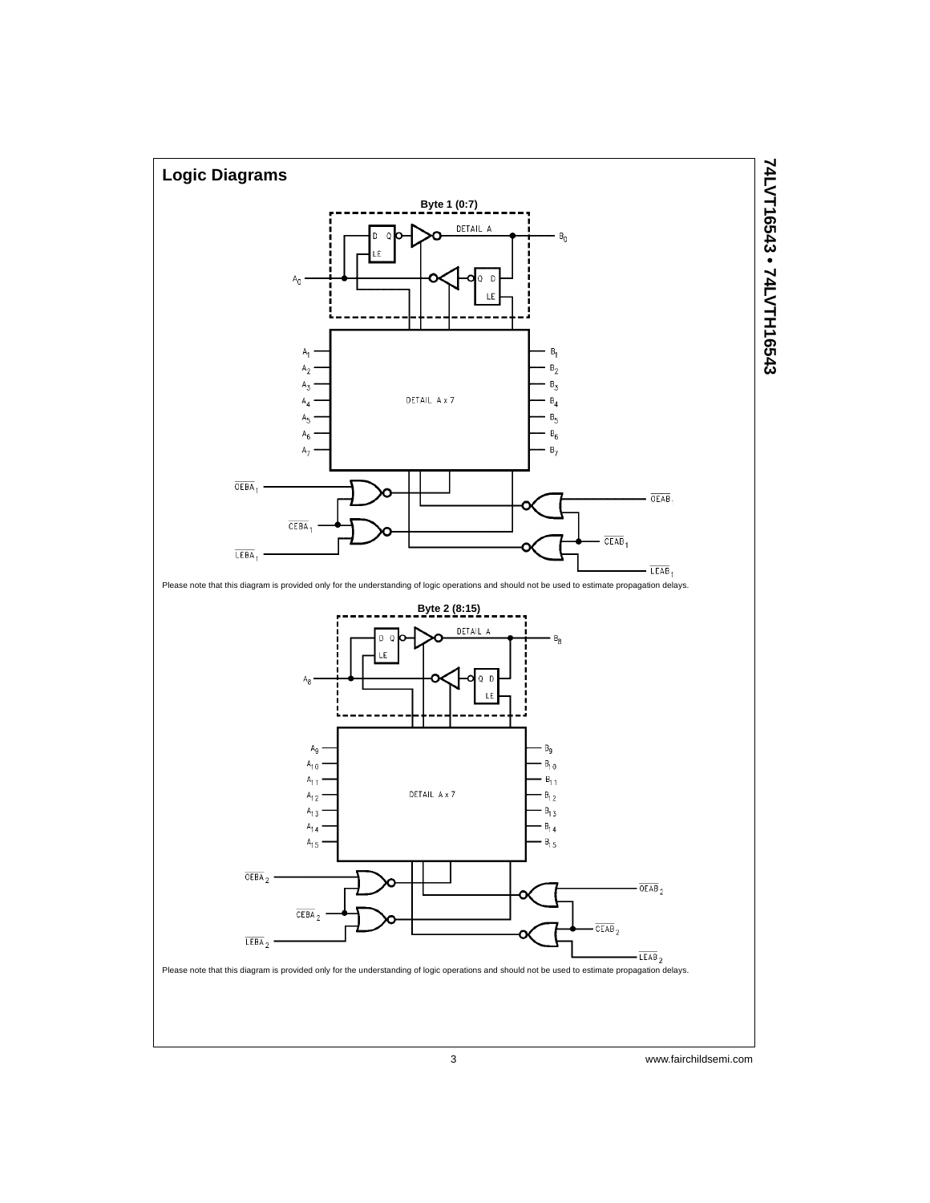## Logic Diagrams

**Byte 1 (0:7)**

Please note that this diagram is provided only for the understanding of logic operations and should not be used to estimate propagation delays.

**Byte 2 (8:15)**

Please note that this diagram is provided only for the understanding of logic operations and should not be used to estimate propagation delays.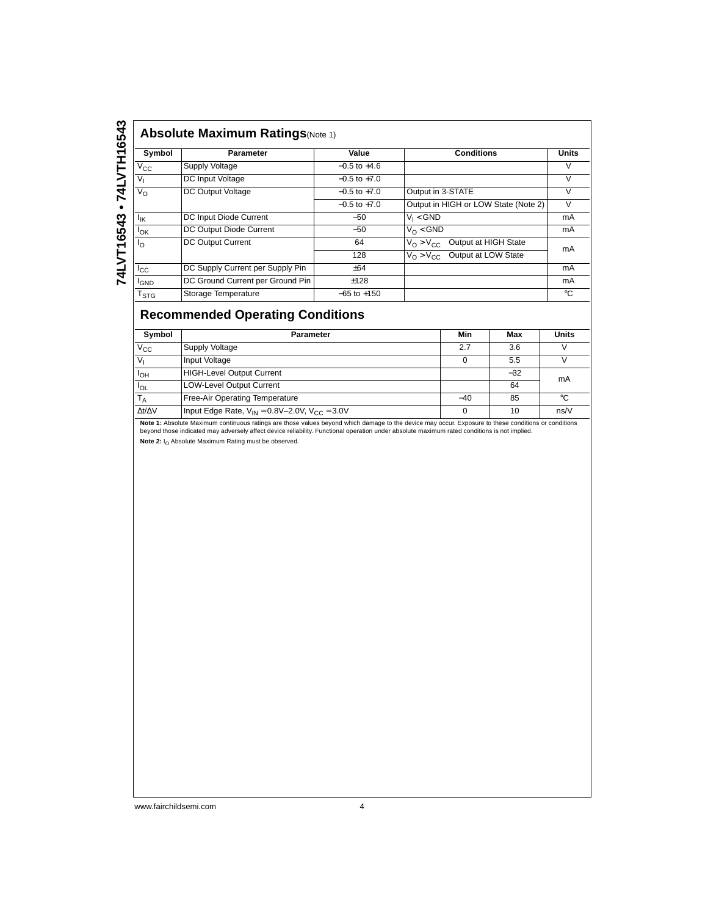## Absolute Maximum Ratings(Note 1)

| Symbol | Parameter | Value | Conditions | Units |
|---|---|---|---|---|
| $V_{CC}$ | Supply Voltage | −0.5 to +4.6 | | V |
| $V_I$ | DC Input Voltage | −0.5 to +7.0 | | V |
| $V_O$ | DC Output Voltage | −0.5 to +7.0 | Output in 3-STATE | V |
| | | −0.5 to +7.0 | Output in HIGH or LOW State (Note 2) | V |
| $I_{IK}$ | DC Input Diode Current | −50 | $V_I < GND$ | mA |
| $I_{OK}$ | DC Output Diode Current | −50 | $V_O < GND$ | mA |
| $I_O$ | DC Output Current | 64 | $V_O > V_{CC}$ Output at HIGH State | mA |
| | | 128 | $V_O > V_{CC}$ Output at LOW State | |
| $I_{CC}$ | DC Supply Current per Supply Pin | ±64 | | mA |
| $I_{GND}$ | DC Ground Current per Ground Pin | ±128 | | mA |
| $T_{STG}$ | Storage Temperature | −65 to +150 | | °C |

## Recommended Operating Conditions

| Symbol | Parameter | Min | Max | Units |
|---|---|---|---|---|
| $V_{CC}$ | Supply Voltage | 2.7 | 3.6 | V |
| $V_I$ | Input Voltage | 0 | 5.5 | V |
| $I_{OH}$ | HIGH-Level Output Current | | −32 | mA |
| $I_{OL}$ | LOW-Level Output Current | | 64 | |
| $T_A$ | Free-Air Operating Temperature | −40 | 85 | °C |
| $\Delta t/\Delta V$ | Input Edge Rate, $V_{IN} = 0.8V–2.0V$, $V_{CC} = 3.0V$ | 0 | 10 | ns/V |

**Note 1:** Absolute Maximum continuous ratings are those values beyond which damage to the device may occur. Exposure to these conditions or conditions beyond those indicated may adversely affect device reliability. Functional operation under absolute maximum rated conditions is not implied.

**Note 2:** $I_O$ Absolute Maximum Rating must be observed.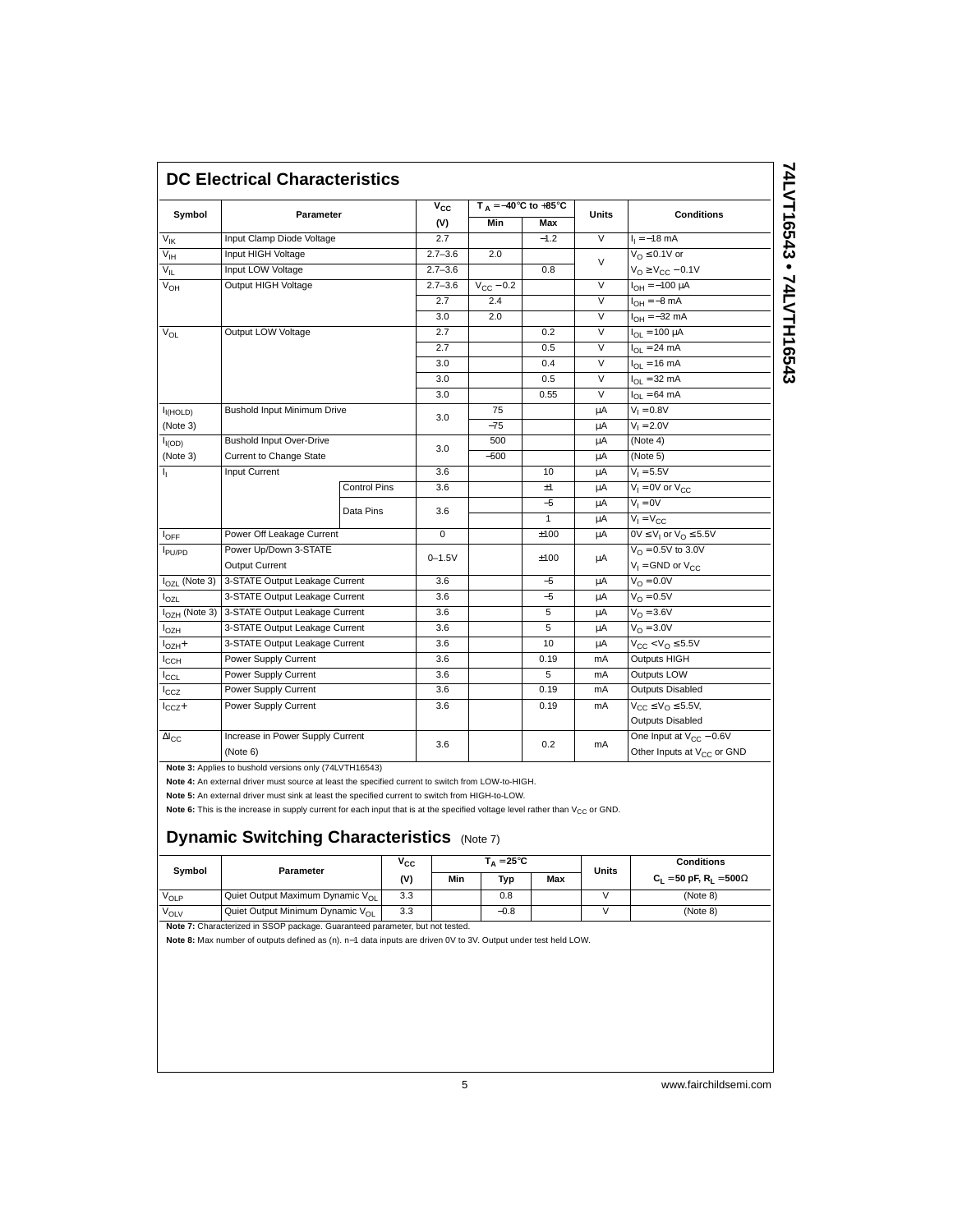## DC Electrical Characteristics

| Symbol | Parameter | | $V_{CC}$ (V) | $T_A = -40°C$ to $+85°C$ Min | Max | Units | Conditions |
|---|---|---|---|---|---|---|---|
| $V_{IK}$ | Input Clamp Diode Voltage | | 2.7 | | −1.2 | V | $I_I = -18$ mA |
| $V_{IH}$ | Input HIGH Voltage | | 2.7–3.6 | 2.0 | | V | $V_O \leq 0.1V$ or |
| $V_{IL}$ | Input LOW Voltage | | 2.7–3.6 | | 0.8 | | $V_O \geq V_{CC} - 0.1V$ |
| $V_{OH}$ | Output HIGH Voltage | | 2.7–3.6 | $V_{CC} - 0.2$ | | V | $I_{OH} = -100$ µA |
| | | | 2.7 | 2.4 | | V | $I_{OH} = -8$ mA |
| | | | 3.0 | 2.0 | | V | $I_{OH} = -32$ mA |
| $V_{OL}$ | Output LOW Voltage | | 2.7 | | 0.2 | V | $I_{OL} = 100$ µA |
| | | | 2.7 | | 0.5 | V | $I_{OL} = 24$ mA |
| | | | 3.0 | | 0.4 | V | $I_{OL} = 16$ mA |
| | | | 3.0 | | 0.5 | V | $I_{OL} = 32$ mA |
| | | | 3.0 | | 0.55 | V | $I_{OL} = 64$ mA |
| $I_{I(HOLD)}$ (Note 3) | Bushold Input Minimum Drive | | 3.0 | 75 | | µA | $V_I = 0.8V$ |
| | | | | −75 | | µA | $V_I = 2.0V$ |
| $I_{I(OD)}$ (Note 3) | Bushold Input Over-Drive Current to Change State | | 3.0 | 500 | | µA | (Note 4) |
| | | | | −500 | | µA | (Note 5) |
| $I_I$ | Input Current | | 3.6 | | 10 | µA | $V_I = 5.5V$ |
| | | Control Pins | 3.6 | | ±1 | µA | $V_I = 0V$ or $V_{CC}$ |
| | | Data Pins | 3.6 | | −5 | µA | $V_I = 0V$ |
| | | | | | 1 | µA | $V_I = V_{CC}$ |
| $I_{OFF}$ | Power Off Leakage Current | | 0 | | ±100 | µA | $0V \leq V_I$ or $V_O \leq 5.5V$ |
| $I_{PU/PD}$ | Power Up/Down 3-STATE Output Current | | 0–1.5V | | ±100 | µA | $V_O = 0.5V$ to $3.0V$; $V_I = GND$ or $V_{CC}$ |
| $I_{OZL}$ (Note 3) | 3-STATE Output Leakage Current | | 3.6 | | −5 | µA | $V_O = 0.0V$ |
| $I_{OZL}$ | 3-STATE Output Leakage Current | | 3.6 | | −5 | µA | $V_O = 0.5V$ |
| $I_{OZH}$ (Note 3) | 3-STATE Output Leakage Current | | 3.6 | | 5 | µA | $V_O = 3.6V$ |
| $I_{OZH}$ | 3-STATE Output Leakage Current | | 3.6 | | 5 | µA | $V_O = 3.0V$ |
| $I_{OZH}+$ | 3-STATE Output Leakage Current | | 3.6 | | 10 | µA | $V_{CC} < V_O \leq 5.5V$ |
| $I_{CCH}$ | Power Supply Current | | 3.6 | | 0.19 | mA | Outputs HIGH |
| $I_{CCL}$ | Power Supply Current | | 3.6 | | 5 | mA | Outputs LOW |
| $I_{CCZ}$ | Power Supply Current | | 3.6 | | 0.19 | mA | Outputs Disabled |
| $I_{CCZ}+$ | Power Supply Current | | 3.6 | | 0.19 | mA | $V_{CC} \leq V_O \leq 5.5V$, Outputs Disabled |
| $\Delta I_{CC}$ | Increase in Power Supply Current (Note 6) | | 3.6 | | 0.2 | mA | One Input at $V_{CC} - 0.6V$; Other Inputs at $V_{CC}$ or GND |

**Note 3:** Applies to bushold versions only (74LVTH16543)

**Note 4:** An external driver must source at least the specified current to switch from LOW-to-HIGH.

**Note 5:** An external driver must sink at least the specified current to switch from HIGH-to-LOW.

**Note 6:** This is the increase in supply current for each input that is at the specified voltage level rather than $V_{CC}$ or GND.

## Dynamic Switching Characteristics (Note 7)

| Symbol | Parameter | $V_{CC}$ (V) | $T_A = 25°C$ Min | Typ | Max | Units | Conditions $C_L = 50$ pF, $R_L = 500\Omega$ |
|---|---|---|---|---|---|---|---|
| $V_{OLP}$ | Quiet Output Maximum Dynamic $V_{OL}$ | 3.3 | | 0.8 | | V | (Note 8) |
| $V_{OLV}$ | Quiet Output Minimum Dynamic $V_{OL}$ | 3.3 | | −0.8 | | V | (Note 8) |

**Note 7:** Characterized in SSOP package. Guaranteed parameter, but not tested.

**Note 8:** Max number of outputs defined as (n). n−1 data inputs are driven 0V to 3V. Output under test held LOW.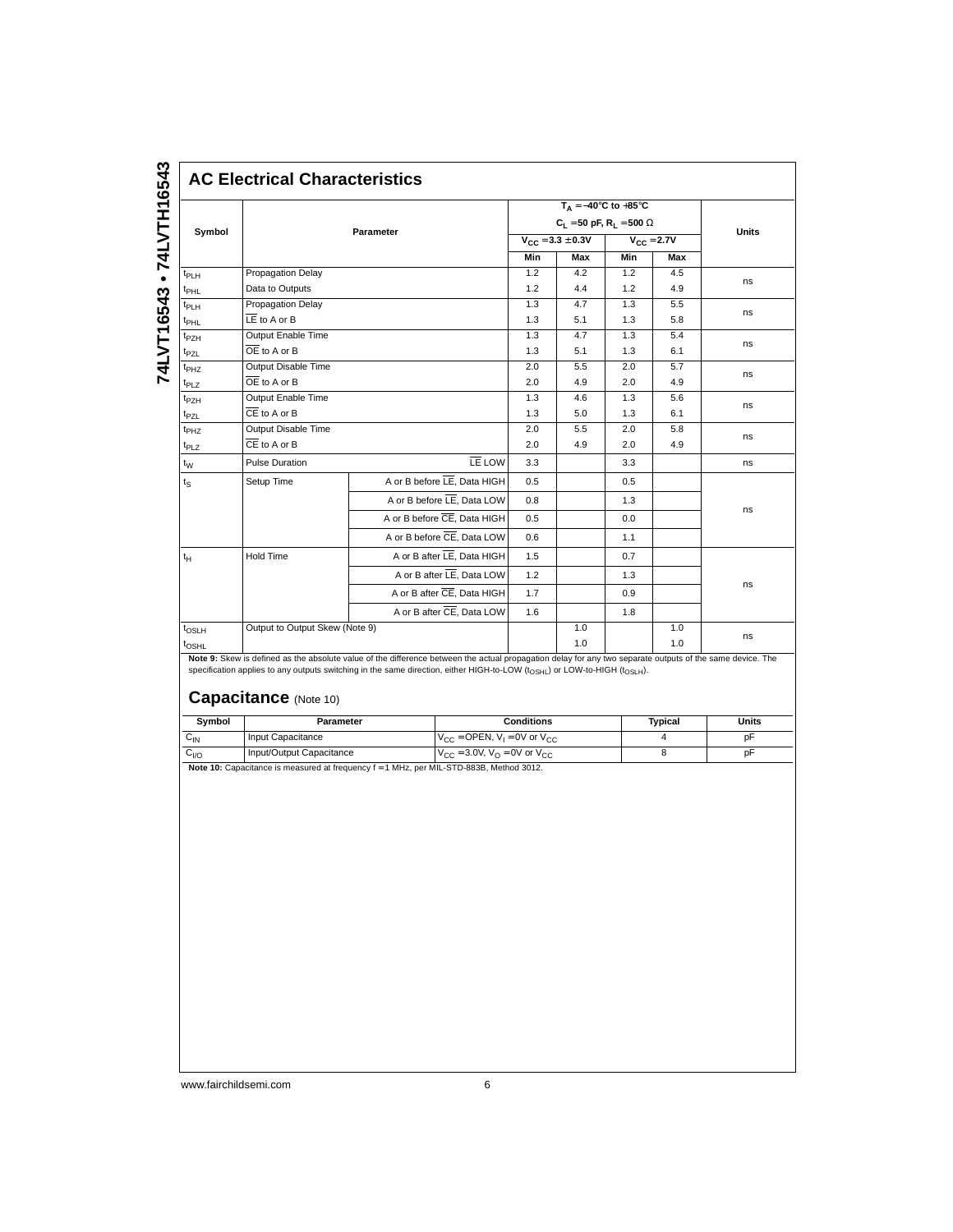## AC Electrical Characteristics

| Symbol | Parameter | | $T_A = -40°C$ to $+85°C$, $C_L = 50$ pF, $R_L = 500\ \Omega$ | | | | Units |
|---|---|---|---|---|---|---|---|
| | | | $V_{CC} = 3.3 \pm 0.3V$ | | $V_{CC} = 2.7V$ | | |
| | | | Min | Max | Min | Max | |
| $t_{PLH}$ | Propagation Delay | | 1.2 | 4.2 | 1.2 | 4.5 | ns |
| $t_{PHL}$ | Data to Outputs | | 1.2 | 4.4 | 1.2 | 4.9 | |
| $t_{PLH}$ | Propagation Delay | | 1.3 | 4.7 | 1.3 | 5.5 | ns |
| $t_{PHL}$ | $\overline{LE}$ to A or B | | 1.3 | 5.1 | 1.3 | 5.8 | |
| $t_{PZH}$ | Output Enable Time | | 1.3 | 4.7 | 1.3 | 5.4 | ns |
| $t_{PZL}$ | $\overline{OE}$ to A or B | | 1.3 | 5.1 | 1.3 | 6.1 | |
| $t_{PHZ}$ | Output Disable Time | | 2.0 | 5.5 | 2.0 | 5.7 | ns |
| $t_{PLZ}$ | $\overline{OE}$ to A or B | | 2.0 | 4.9 | 2.0 | 4.9 | |
| $t_{PZH}$ | Output Enable Time | | 1.3 | 4.6 | 1.3 | 5.6 | ns |
| $t_{PZL}$ | $\overline{CE}$ to A or B | | 1.3 | 5.0 | 1.3 | 6.1 | |
| $t_{PHZ}$ | Output Disable Time | | 2.0 | 5.5 | 2.0 | 5.8 | ns |
| $t_{PLZ}$ | $\overline{CE}$ to A or B | | 2.0 | 4.9 | 2.0 | 4.9 | |
| $t_W$ | Pulse Duration | $\overline{LE}$ LOW | 3.3 | | 3.3 | | ns |
| $t_S$ | Setup Time | A or B before $\overline{LE}$, Data HIGH | 0.5 | | 0.5 | | ns |
| | | A or B before $\overline{LE}$, Data LOW | 0.8 | | 1.3 | | |
| | | A or B before $\overline{CE}$, Data HIGH | 0.5 | | 0.0 | | |
| | | A or B before $\overline{CE}$, Data LOW | 0.6 | | 1.1 | | |
| $t_H$ | Hold Time | A or B after $\overline{LE}$, Data HIGH | 1.5 | | 0.7 | | ns |
| | | A or B after $\overline{LE}$, Data LOW | 1.2 | | 1.3 | | |
| | | A or B after $\overline{CE}$, Data HIGH | 1.7 | | 0.9 | | |
| | | A or B after $\overline{CE}$, Data LOW | 1.6 | | 1.8 | | |
| $t_{OSLH}$ | Output to Output Skew (Note 9) | | | 1.0 | | 1.0 | ns |
| $t_{OSHL}$ | | | | 1.0 | | 1.0 | |

**Note 9:** Skew is defined as the absolute value of the difference between the actual propagation delay for any two separate outputs of the same device. The specification applies to any outputs switching in the same direction, either HIGH-to-LOW ($t_{OSHL}$) or LOW-to-HIGH ($t_{OSLH}$).

## Capacitance (Note 10)

| Symbol | Parameter | Conditions | Typical | Units |
|---|---|---|---|---|
| $C_{IN}$ | Input Capacitance | $V_{CC}$ = OPEN, $V_I$ = 0V or $V_{CC}$ | 4 | pF |
| $C_{I/O}$ | Input/Output Capacitance | $V_{CC}$ = 3.0V, $V_O$ = 0V or $V_{CC}$ | 8 | pF |

**Note 10:** Capacitance is measured at frequency f = 1 MHz, per MIL-STD-883B, Method 3012.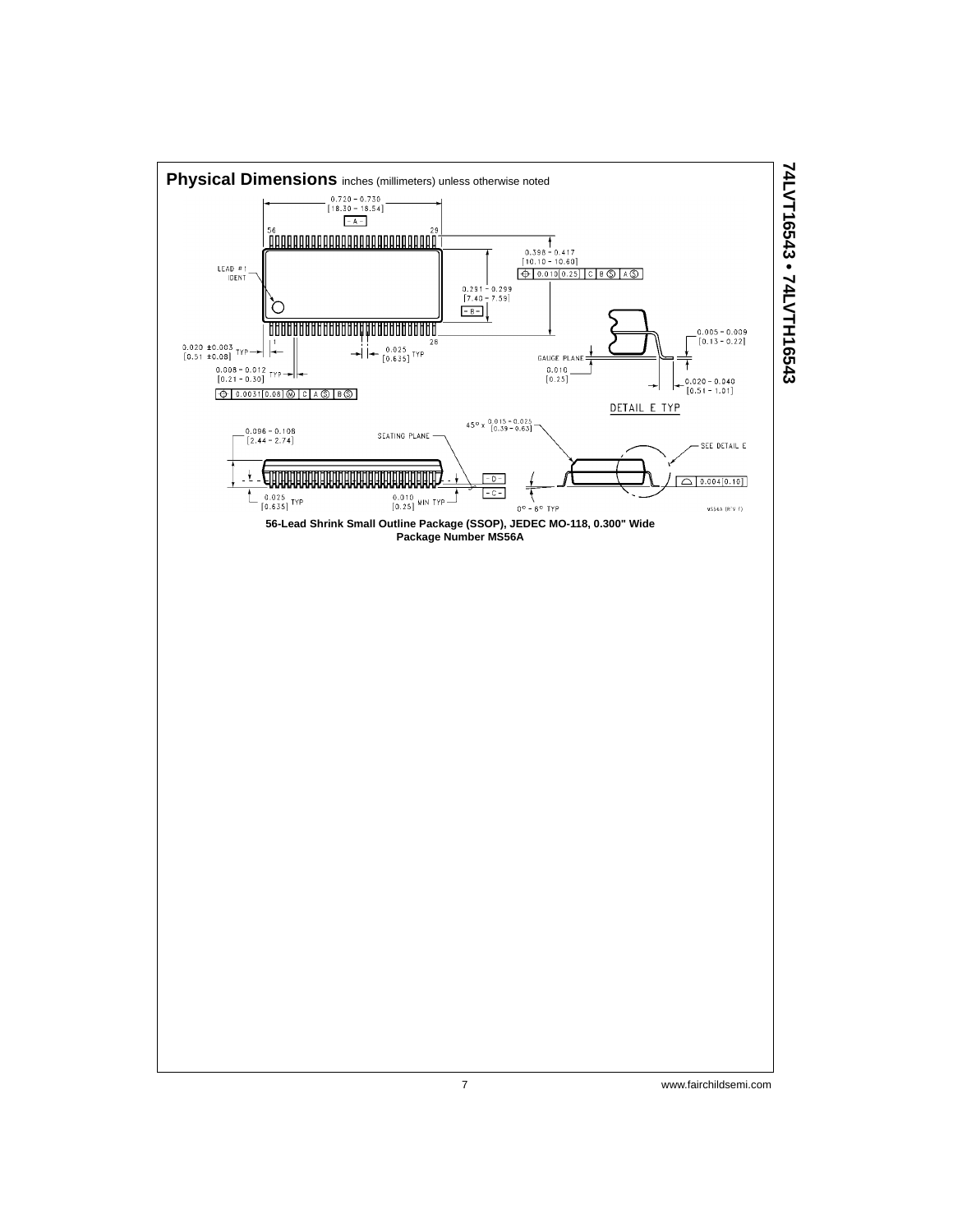## Physical Dimensions inches (millimeters) unless otherwise noted

**56-Lead Shrink Small Outline Package (SSOP), JEDEC MO-118, 0.300" Wide**
**Package Number MS56A**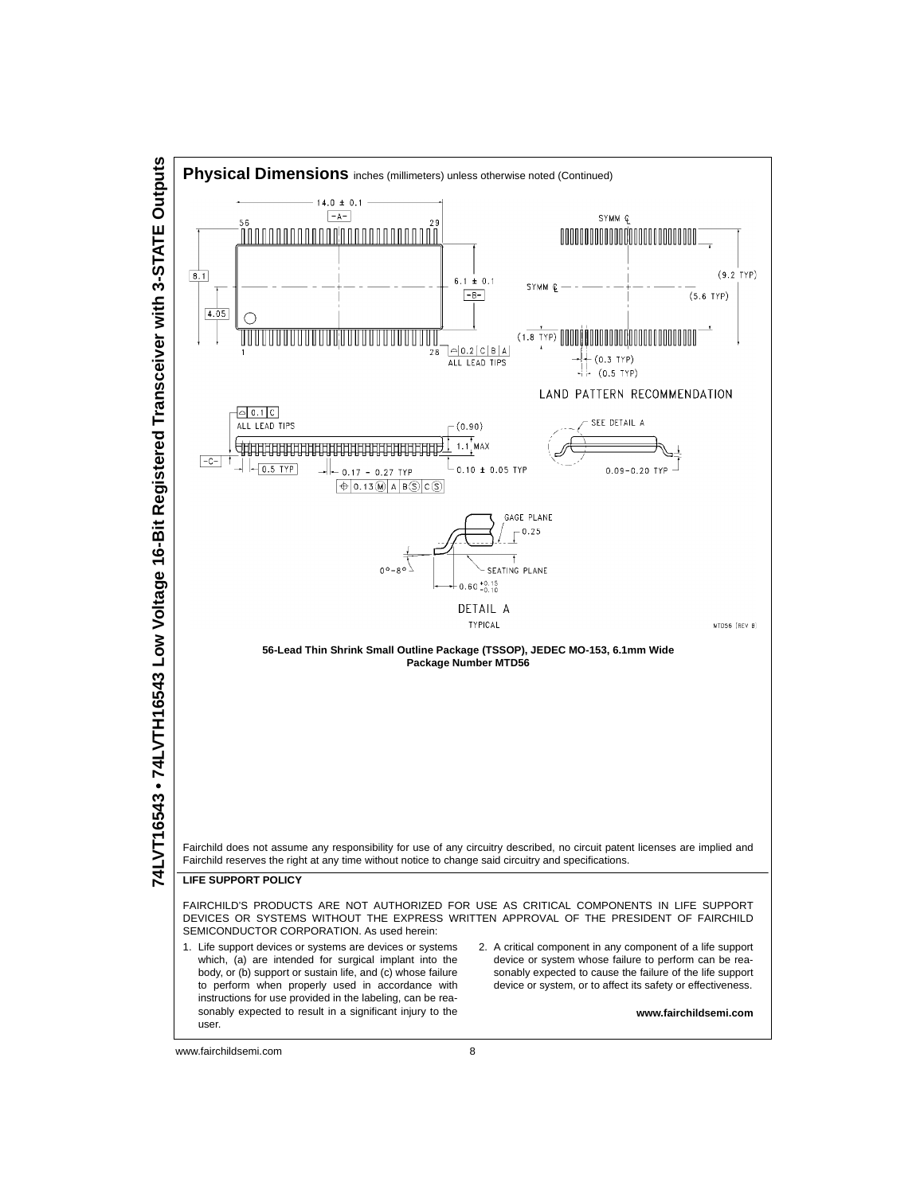## Physical Dimensions inches (millimeters) unless otherwise noted (Continued)

14.0 ± 0.1
-A-
56
29
8.1
4.05
6.1 ± 0.1
-B-
1
28
0.2 C B A
ALL LEAD TIPS

SYMM ℄
SYMM ℄
(9.2 TYP)
(5.6 TYP)
(1.8 TYP)
(0.3 TYP)
(0.5 TYP)
LAND PATTERN RECOMMENDATION

0.1 C
ALL LEAD TIPS
(0.90)
1.1 MAX
-C-
0.5 TYP
0.17 - 0.27 TYP
0.10 ± 0.05 TYP
0.13 M A B S C S
SEE DETAIL A
0.09-0.20 TYP

GAGE PLANE
0.25
0°-8°
SEATING PLANE
0.60 +0.15/-0.10
DETAIL A
TYPICAL

MTD56 (REV B)

**56-Lead Thin Shrink Small Outline Package (TSSOP), JEDEC MO-153, 6.1mm Wide**
**Package Number MTD56**

Fairchild does not assume any responsibility for use of any circuitry described, no circuit patent licenses are implied and Fairchild reserves the right at any time without notice to change said circuitry and specifications.

**LIFE SUPPORT POLICY**

FAIRCHILD'S PRODUCTS ARE NOT AUTHORIZED FOR USE AS CRITICAL COMPONENTS IN LIFE SUPPORT DEVICES OR SYSTEMS WITHOUT THE EXPRESS WRITTEN APPROVAL OF THE PRESIDENT OF FAIRCHILD SEMICONDUCTOR CORPORATION. As used herein:

1. Life support devices or systems are devices or systems which, (a) are intended for surgical implant into the body, or (b) support or sustain life, and (c) whose failure to perform when properly used in accordance with instructions for use provided in the labeling, can be reasonably expected to result in a significant injury to the user.
2. A critical component in any component of a life support device or system whose failure to perform can be reasonably expected to cause the failure of the life support device or system, or to affect its safety or effectiveness.

**www.fairchildsemi.com**